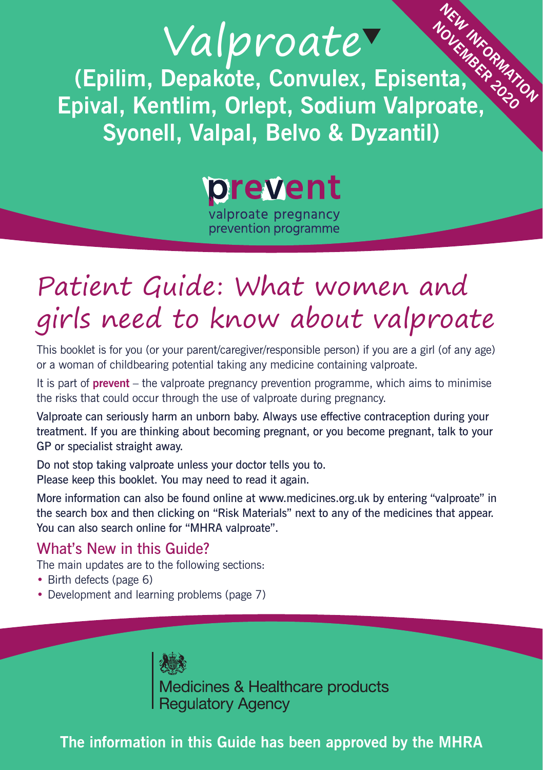# Valproate▼

**(Epilim, Depakote, Convulex, Episenta, Epival, Kentlim, Orlept, Sodium Valproate, Syonell, Valpal, Belvo & Dyzantil)**

**NEW INFORMATION NOVEMBER 2020**

**prevent**
valproate pregnancy prevention programme

## Patient Guide: What women and girls need to know about valproate

This booklet is for you (or your parent/caregiver/responsible person) if you are a girl (of any age) or a woman of childbearing potential taking any medicine containing valproate.

It is part of **prevent** – the valproate pregnancy prevention programme, which aims to minimise the risks that could occur through the use of valproate during pregnancy.

Valproate can seriously harm an unborn baby. Always use effective contraception during your treatment. If you are thinking about becoming pregnant, or you become pregnant, talk to your GP or specialist straight away.

Do not stop taking valproate unless your doctor tells you to.
Please keep this booklet. You may need to read it again.

More information can also be found online at www.medicines.org.uk by entering "valproate" in the search box and then clicking on "Risk Materials" next to any of the medicines that appear. You can also search online for "MHRA valproate".

### What's New in this Guide?

The main updates are to the following sections:

- Birth defects (page 6)
- Development and learning problems (page 7)

Medicines & Healthcare products Regulatory Agency

**The information in this Guide has been approved by the MHRA**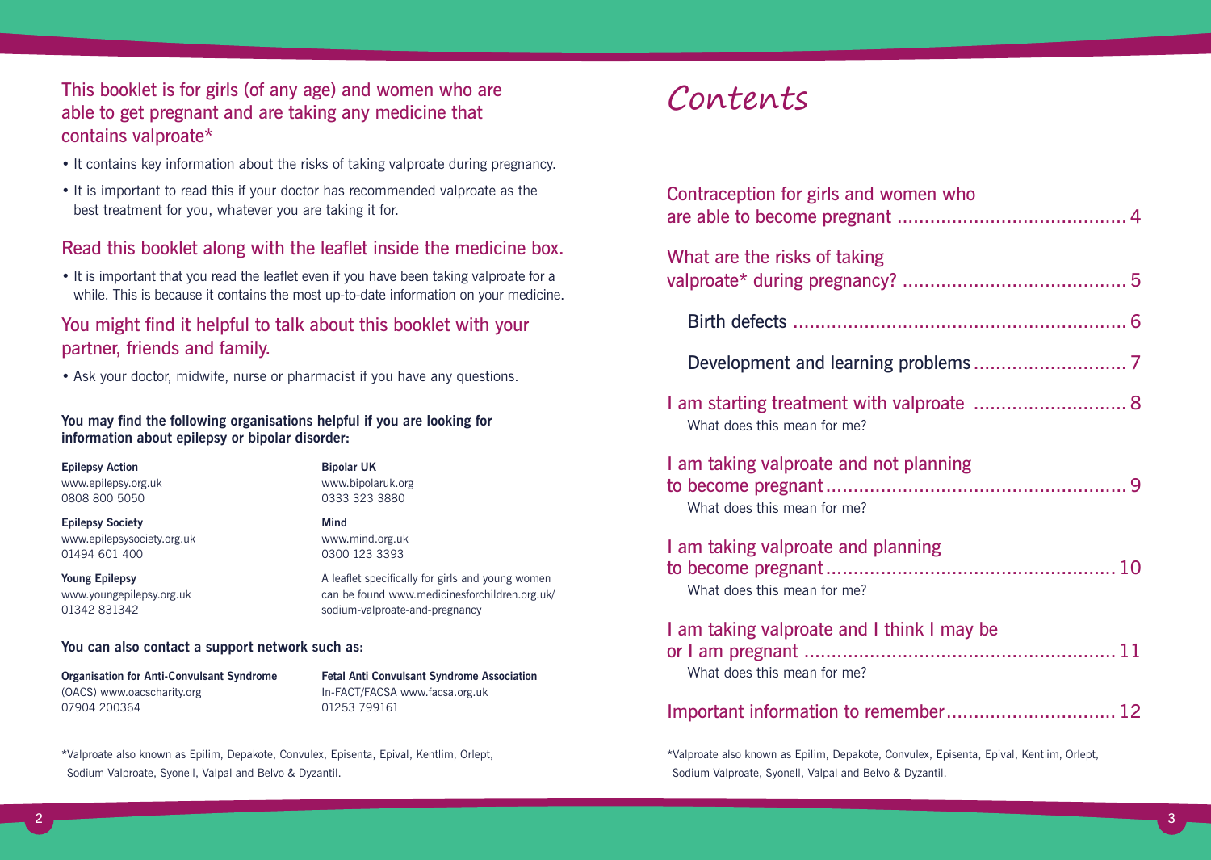## This booklet is for girls (of any age) and women who are able to get pregnant and are taking any medicine that contains valproate*

- It contains key information about the risks of taking valproate during pregnancy.
- It is important to read this if your doctor has recommended valproate as the best treatment for you, whatever you are taking it for.

## Read this booklet along with the leaflet inside the medicine box.

- It is important that you read the leaflet even if you have been taking valproate for a while. This is because it contains the most up-to-date information on your medicine.

## You might find it helpful to talk about this booklet with your partner, friends and family.

- Ask your doctor, midwife, nurse or pharmacist if you have any questions.

**You may find the following organisations helpful if you are looking for information about epilepsy or bipolar disorder:**

**Epilepsy Action**
www.epilepsy.org.uk
0808 800 5050

**Epilepsy Society**
www.epilepsysociety.org.uk
01494 601 400

**Young Epilepsy**
www.youngepilepsy.org.uk
01342 831342

**Bipolar UK**
www.bipolaruk.org
0333 323 3880

**Mind**
www.mind.org.uk
0300 123 3393

A leaflet specifically for girls and young women can be found www.medicinesforchildren.org.uk/sodium-valproate-and-pregnancy

**You can also contact a support network such as:**

**Organisation for Anti-Convulsant Syndrome**
(OACS) www.oacscharity.org
07904 200364

**Fetal Anti Convulsant Syndrome Association**
In-FACT/FACSA www.facsa.org.uk
01253 799161

*Valproate also known as Epilim, Depakote, Convulex, Episenta, Epival, Kentlim, Orlept, Sodium Valproate, Syonell, Valpal and Belvo & Dyzantil.

# Contents

Contraception for girls and women who are able to become pregnant .......... 4

What are the risks of taking valproate* during pregnancy? .......... 5

- Birth defects .......... 6
- Development and learning problems .......... 7

I am starting treatment with valproate .......... 8
What does this mean for me?

I am taking valproate and not planning to become pregnant .......... 9
What does this mean for me?

I am taking valproate and planning to become pregnant .......... 10
What does this mean for me?

I am taking valproate and I think I may be or I am pregnant .......... 11
What does this mean for me?

Important information to remember .......... 12

*Valproate also known as Epilim, Depakote, Convulex, Episenta, Epival, Kentlim, Orlept, Sodium Valproate, Syonell, Valpal and Belvo & Dyzantil.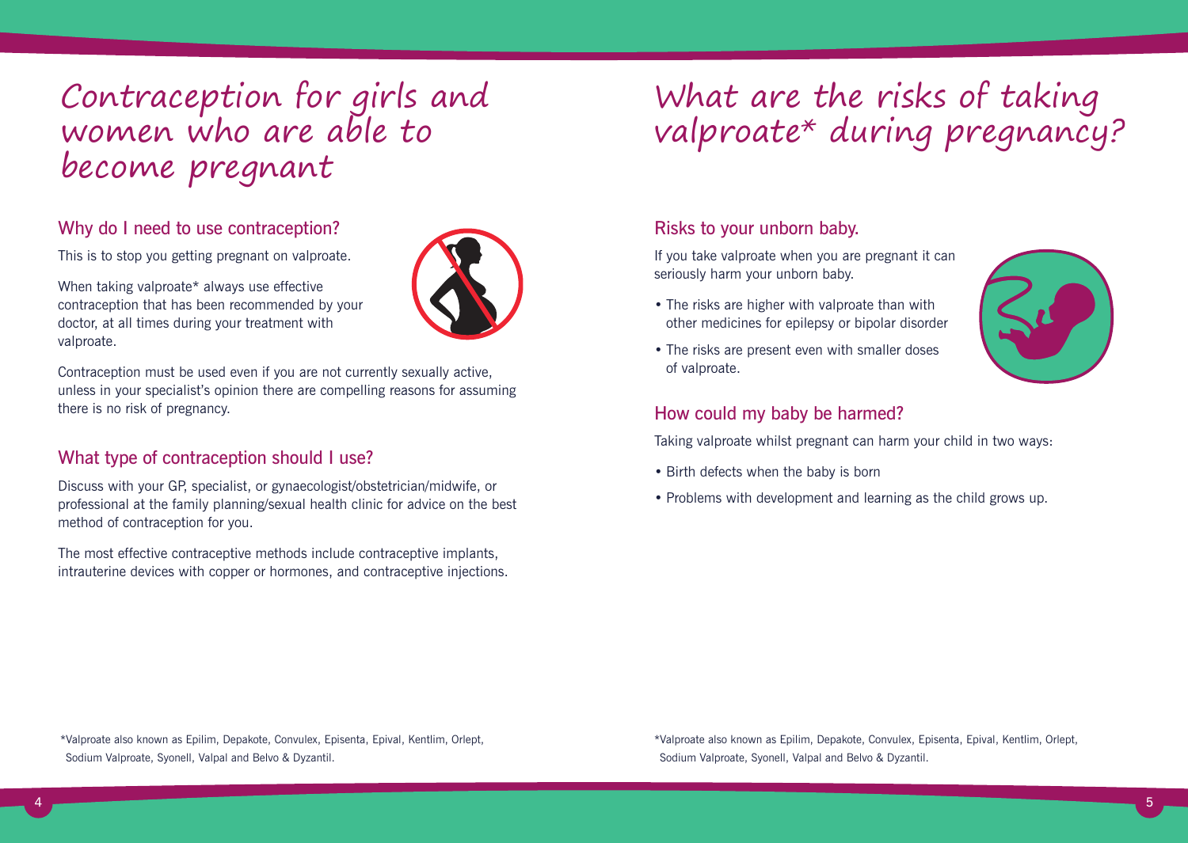# Contraception for girls and women who are able to become pregnant

## Why do I need to use contraception?

This is to stop you getting pregnant on valproate.

When taking valproate* always use effective contraception that has been recommended by your doctor, at all times during your treatment with valproate.

Contraception must be used even if you are not currently sexually active, unless in your specialist's opinion there are compelling reasons for assuming there is no risk of pregnancy.

## What type of contraception should I use?

Discuss with your GP, specialist, or gynaecologist/obstetrician/midwife, or professional at the family planning/sexual health clinic for advice on the best method of contraception for you.

The most effective contraceptive methods include contraceptive implants, intrauterine devices with copper or hormones, and contraceptive injections.

*Valproate also known as Epilim, Depakote, Convulex, Episenta, Epival, Kentlim, Orlept, Sodium Valproate, Syonell, Valpal and Belvo & Dyzantil.

# What are the risks of taking valproate* during pregnancy?

## Risks to your unborn baby.

If you take valproate when you are pregnant it can seriously harm your unborn baby.

- The risks are higher with valproate than with other medicines for epilepsy or bipolar disorder
- The risks are present even with smaller doses of valproate.

## How could my baby be harmed?

Taking valproate whilst pregnant can harm your child in two ways:

- Birth defects when the baby is born
- Problems with development and learning as the child grows up.

*Valproate also known as Epilim, Depakote, Convulex, Episenta, Epival, Kentlim, Orlept, Sodium Valproate, Syonell, Valpal and Belvo & Dyzantil.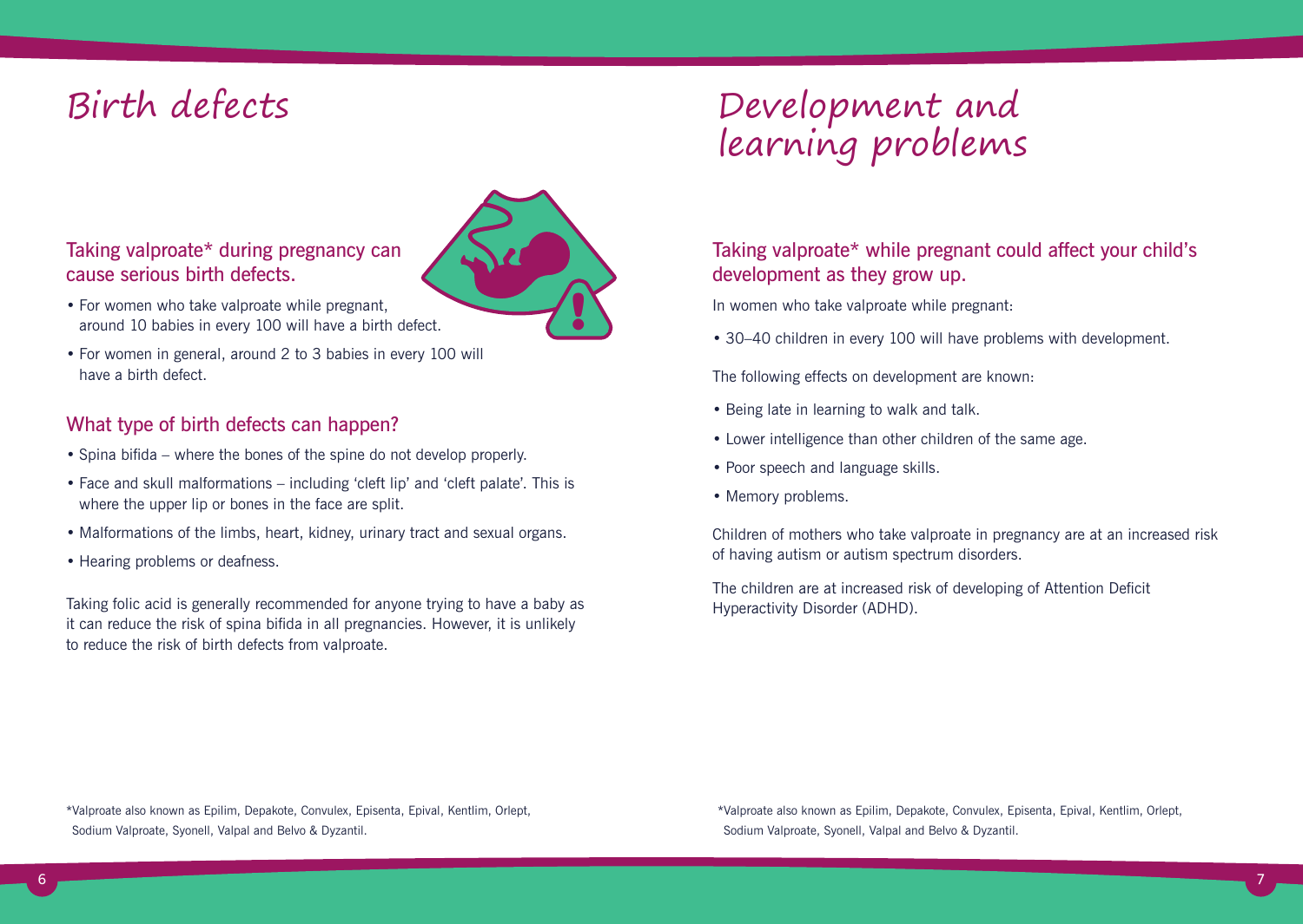# Birth defects

## Taking valproate* during pregnancy can cause serious birth defects.

- For women who take valproate while pregnant, around 10 babies in every 100 will have a birth defect.
- For women in general, around 2 to 3 babies in every 100 will have a birth defect.

## What type of birth defects can happen?

- Spina bifida – where the bones of the spine do not develop properly.
- Face and skull malformations – including ‘cleft lip’ and ‘cleft palate’. This is where the upper lip or bones in the face are split.
- Malformations of the limbs, heart, kidney, urinary tract and sexual organs.
- Hearing problems or deafness.

Taking folic acid is generally recommended for anyone trying to have a baby as it can reduce the risk of spina bifida in all pregnancies. However, it is unlikely to reduce the risk of birth defects from valproate.

*Valproate also known as Epilim, Depakote, Convulex, Episenta, Epival, Kentlim, Orlept, Sodium Valproate, Syonell, Valpal and Belvo & Dyzantil.

# Development and learning problems

## Taking valproate* while pregnant could affect your child’s development as they grow up.

In women who take valproate while pregnant:

- 30–40 children in every 100 will have problems with development.

The following effects on development are known:

- Being late in learning to walk and talk.
- Lower intelligence than other children of the same age.
- Poor speech and language skills.
- Memory problems.

Children of mothers who take valproate in pregnancy are at an increased risk of having autism or autism spectrum disorders.

The children are at increased risk of developing of Attention Deficit Hyperactivity Disorder (ADHD).

*Valproate also known as Epilim, Depakote, Convulex, Episenta, Epival, Kentlim, Orlept, Sodium Valproate, Syonell, Valpal and Belvo & Dyzantil.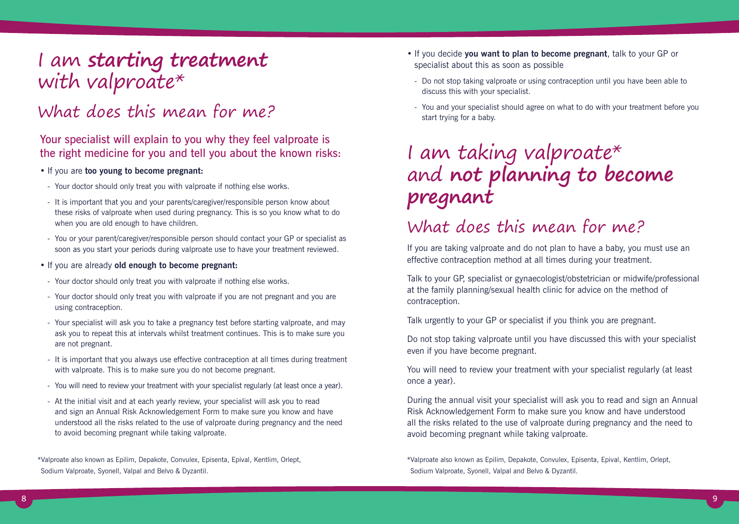# I am **starting treatment** with valproate*

## What does this mean for me?

### Your specialist will explain to you why they feel valproate is the right medicine for you and tell you about the known risks:

- If you are **too young to become pregnant:**
  - Your doctor should only treat you with valproate if nothing else works.
  - It is important that you and your parents/caregiver/responsible person know about these risks of valproate when used during pregnancy. This is so you know what to do when you are old enough to have children.
  - You or your parent/caregiver/responsible person should contact your GP or specialist as soon as you start your periods during valproate use to have your treatment reviewed.
- If you are already **old enough to become pregnant:**
  - Your doctor should only treat you with valproate if nothing else works.
  - Your doctor should only treat you with valproate if you are not pregnant and you are using contraception.
  - Your specialist will ask you to take a pregnancy test before starting valproate, and may ask you to repeat this at intervals whilst treatment continues. This is to make sure you are not pregnant.
  - It is important that you always use effective contraception at all times during treatment with valproate. This is to make sure you do not become pregnant.
  - You will need to review your treatment with your specialist regularly (at least once a year).
  - At the initial visit and at each yearly review, your specialist will ask you to read and sign an Annual Risk Acknowledgement Form to make sure you know and have understood all the risks related to the use of valproate during pregnancy and the need to avoid becoming pregnant while taking valproate.

*Valproate also known as Epilim, Depakote, Convulex, Episenta, Epival, Kentlim, Orlept, Sodium Valproate, Syonell, Valpal and Belvo & Dyzantil.

- If you decide **you want to plan to become pregnant**, talk to your GP or specialist about this as soon as possible
  - Do not stop taking valproate or using contraception until you have been able to discuss this with your specialist.
  - You and your specialist should agree on what to do with your treatment before you start trying for a baby.

# I am taking valproate* and **not planning to become pregnant**

## What does this mean for me?

If you are taking valproate and do not plan to have a baby, you must use an effective contraception method at all times during your treatment.

Talk to your GP, specialist or gynaecologist/obstetrician or midwife/professional at the family planning/sexual health clinic for advice on the method of contraception.

Talk urgently to your GP or specialist if you think you are pregnant.

Do not stop taking valproate until you have discussed this with your specialist even if you have become pregnant.

You will need to review your treatment with your specialist regularly (at least once a year).

During the annual visit your specialist will ask you to read and sign an Annual Risk Acknowledgement Form to make sure you know and have understood all the risks related to the use of valproate during pregnancy and the need to avoid becoming pregnant while taking valproate.

*Valproate also known as Epilim, Depakote, Convulex, Episenta, Epival, Kentlim, Orlept, Sodium Valproate, Syonell, Valpal and Belvo & Dyzantil.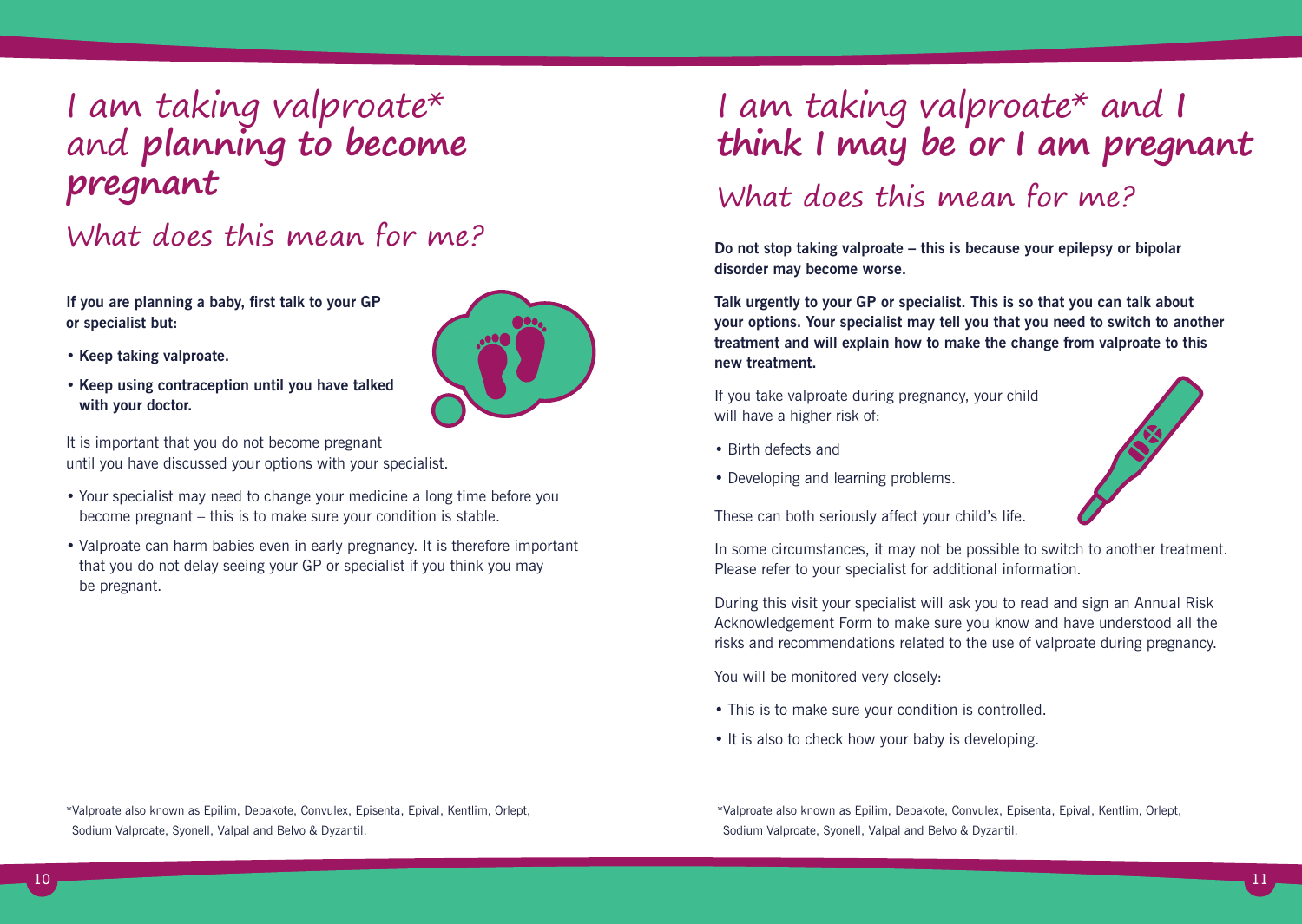# I am taking valproate* and **planning to become pregnant**

## What does this mean for me?

**If you are planning a baby, first talk to your GP or specialist but:**

- **Keep taking valproate.**
- **Keep using contraception until you have talked with your doctor.**

It is important that you do not become pregnant until you have discussed your options with your specialist.

- Your specialist may need to change your medicine a long time before you become pregnant – this is to make sure your condition is stable.
- Valproate can harm babies even in early pregnancy. It is therefore important that you do not delay seeing your GP or specialist if you think you may be pregnant.

*Valproate also known as Epilim, Depakote, Convulex, Episenta, Epival, Kentlim, Orlept, Sodium Valproate, Syonell, Valpal and Belvo & Dyzantil.

# I am taking valproate* and **I think I may be or I am pregnant**

## What does this mean for me?

**Do not stop taking valproate – this is because your epilepsy or bipolar disorder may become worse.**

**Talk urgently to your GP or specialist. This is so that you can talk about your options. Your specialist may tell you that you need to switch to another treatment and will explain how to make the change from valproate to this new treatment.**

If you take valproate during pregnancy, your child will have a higher risk of:

- Birth defects and
- Developing and learning problems.

These can both seriously affect your child's life.

In some circumstances, it may not be possible to switch to another treatment. Please refer to your specialist for additional information.

During this visit your specialist will ask you to read and sign an Annual Risk Acknowledgement Form to make sure you know and have understood all the risks and recommendations related to the use of valproate during pregnancy.

You will be monitored very closely:

- This is to make sure your condition is controlled.
- It is also to check how your baby is developing.

*Valproate also known as Epilim, Depakote, Convulex, Episenta, Epival, Kentlim, Orlept, Sodium Valproate, Syonell, Valpal and Belvo & Dyzantil.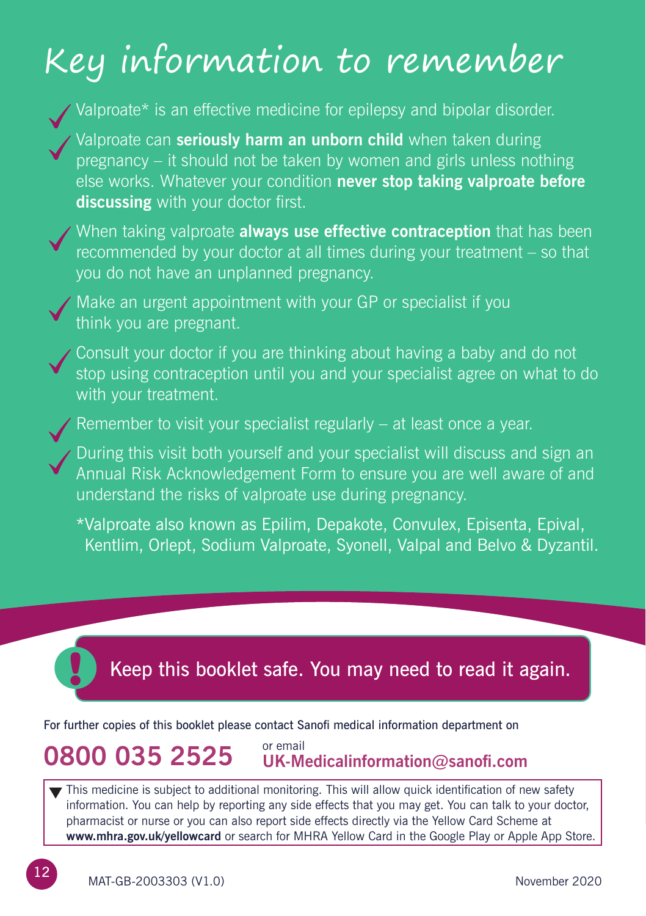# Key information to remember

- Valproate* is an effective medicine for epilepsy and bipolar disorder.
- Valproate can **seriously harm an unborn child** when taken during pregnancy – it should not be taken by women and girls unless nothing else works. Whatever your condition **never stop taking valproate before discussing** with your doctor first.
- When taking valproate **always use effective contraception** that has been recommended by your doctor at all times during your treatment – so that you do not have an unplanned pregnancy.
- Make an urgent appointment with your GP or specialist if you think you are pregnant.
- Consult your doctor if you are thinking about having a baby and do not stop using contraception until you and your specialist agree on what to do with your treatment.
- Remember to visit your specialist regularly – at least once a year.
- During this visit both yourself and your specialist will discuss and sign an Annual Risk Acknowledgement Form to ensure you are well aware of and understand the risks of valproate use during pregnancy.

*Valproate also known as Epilim, Depakote, Convulex, Episenta, Epival, Kentlim, Orlept, Sodium Valproate, Syonell, Valpal and Belvo & Dyzantil.

**!** Keep this booklet safe. You may need to read it again.

For further copies of this booklet please contact Sanofi medical information department on

**0800 035 2525** or email **UK-Medicalinformation@sanofi.com**

▼ This medicine is subject to additional monitoring. This will allow quick identification of new safety information. You can help by reporting any side effects that you may get. You can talk to your doctor, pharmacist or nurse or you can also report side effects directly via the Yellow Card Scheme at **www.mhra.gov.uk/yellowcard** or search for MHRA Yellow Card in the Google Play or Apple App Store.

MAT-GB-2003303 (V1.0) November 2020